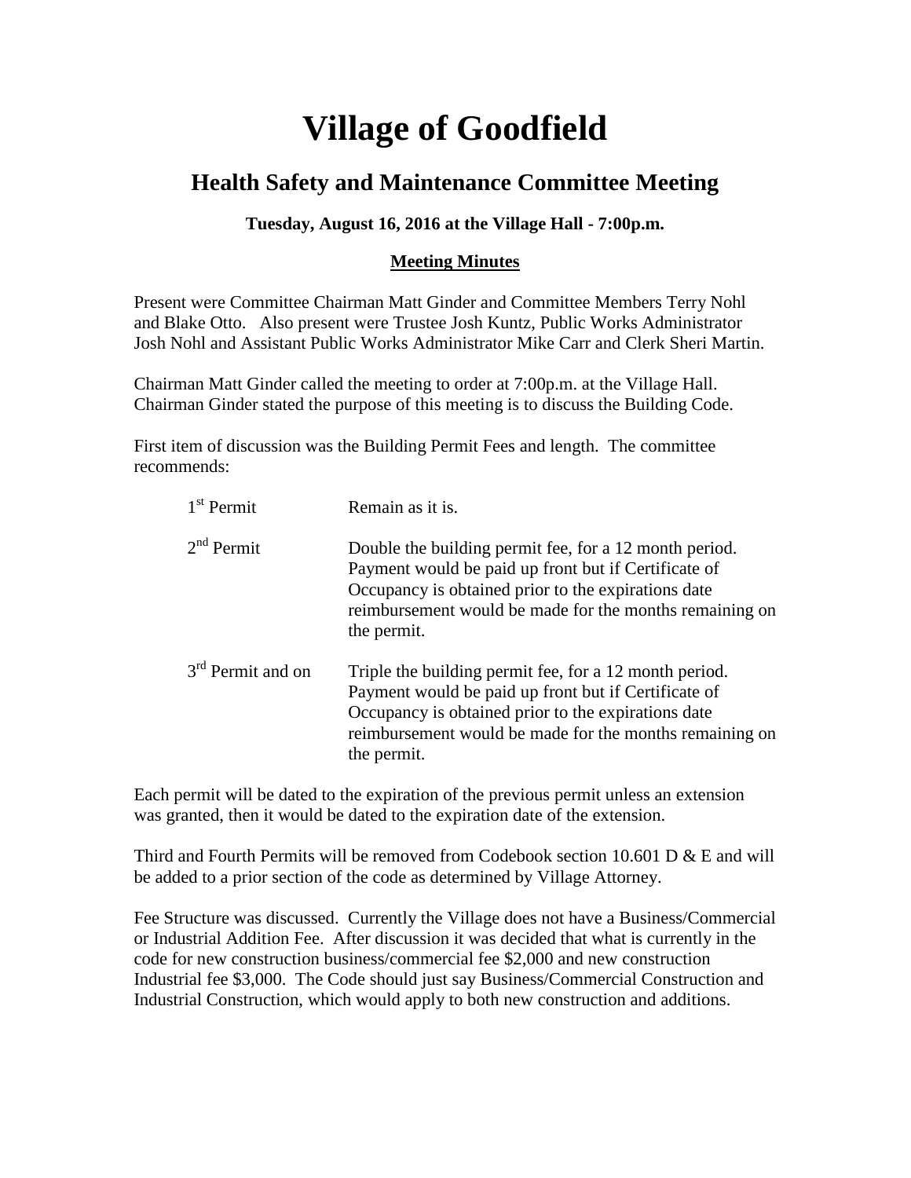# Village of Goodfield

## Health Safety and Maintenance Committee Meeting

**Tuesday, August 16, 2016 at the Village Hall - 7:00p.m.**

**Meeting Minutes**

Present were Committee Chairman Matt Ginder and Committee Members Terry Nohl and Blake Otto. Also present were Trustee Josh Kuntz, Public Works Administrator Josh Nohl and Assistant Public Works Administrator Mike Carr and Clerk Sheri Martin.

Chairman Matt Ginder called the meeting to order at 7:00p.m. at the Village Hall. Chairman Ginder stated the purpose of this meeting is to discuss the Building Code.

First item of discussion was the Building Permit Fees and length. The committee recommends:

| | |
|---|---|
| 1st Permit | Remain as it is. |
| 2nd Permit | Double the building permit fee, for a 12 month period. Payment would be paid up front but if Certificate of Occupancy is obtained prior to the expirations date reimbursement would be made for the months remaining on the permit. |
| 3rd Permit and on | Triple the building permit fee, for a 12 month period. Payment would be paid up front but if Certificate of Occupancy is obtained prior to the expirations date reimbursement would be made for the months remaining on the permit. |

Each permit will be dated to the expiration of the previous permit unless an extension was granted, then it would be dated to the expiration date of the extension.

Third and Fourth Permits will be removed from Codebook section 10.601 D & E and will be added to a prior section of the code as determined by Village Attorney.

Fee Structure was discussed. Currently the Village does not have a Business/Commercial or Industrial Addition Fee. After discussion it was decided that what is currently in the code for new construction business/commercial fee $2,000 and new construction Industrial fee $3,000. The Code should just say Business/Commercial Construction and Industrial Construction, which would apply to both new construction and additions.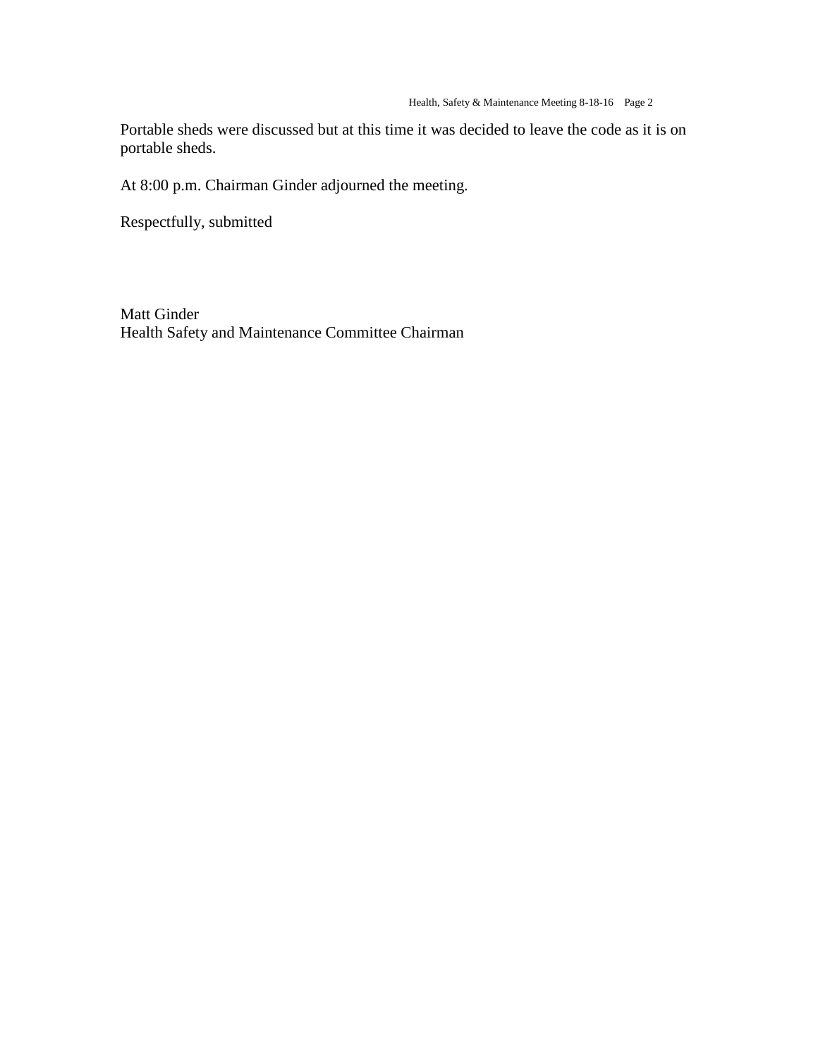Portable sheds were discussed but at this time it was decided to leave the code as it is on portable sheds.

At 8:00 p.m. Chairman Ginder adjourned the meeting.

Respectfully, submitted

Matt Ginder
Health Safety and Maintenance Committee Chairman